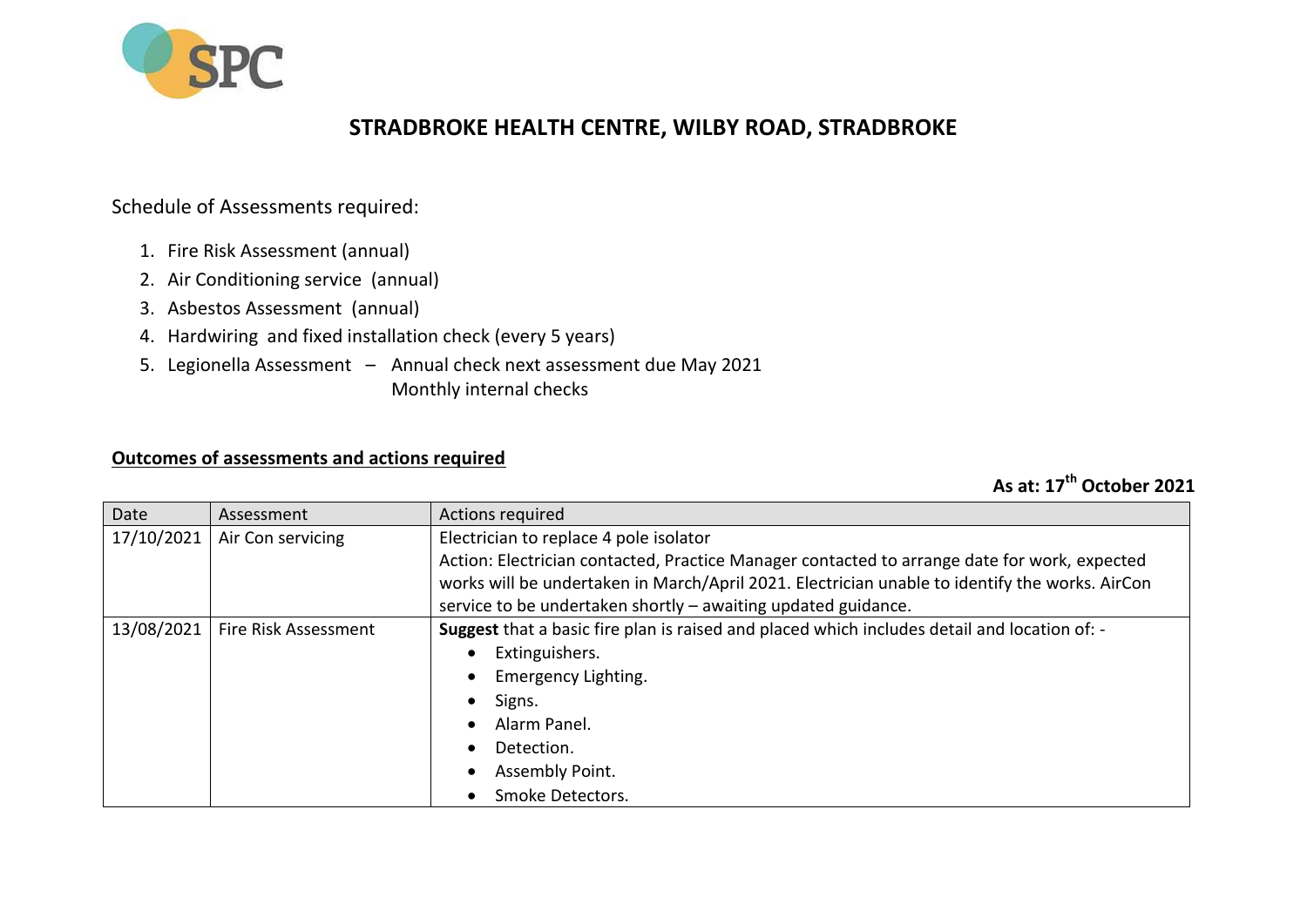# STRADBROKE HEALTH CENTRE, WILBY ROAD, STRADBROKE

Schedule of Assessments required:

1. Fire Risk Assessment (annual)
2. Air Conditioning service (annual)
3. Asbestos Assessment (annual)
4. Hardwiring and fixed installation check (every 5 years)
5. Legionella Assessment – Annual check next assessment due May 2021
   Monthly internal checks

**Outcomes of assessments and actions required**

**As at: 17th October 2021**

| Date | Assessment | Actions required |
|---|---|---|
| 17/10/2021 | Air Con servicing | Electrician to replace 4 pole isolator<br>Action: Electrician contacted, Practice Manager contacted to arrange date for work, expected works will be undertaken in March/April 2021. Electrician unable to identify the works. AirCon service to be undertaken shortly – awaiting updated guidance. |
| 13/08/2021 | Fire Risk Assessment | **Suggest** that a basic fire plan is raised and placed which includes detail and location of: -<br>• Extinguishers.<br>• Emergency Lighting.<br>• Signs.<br>• Alarm Panel.<br>• Detection.<br>• Assembly Point.<br>• Smoke Detectors. |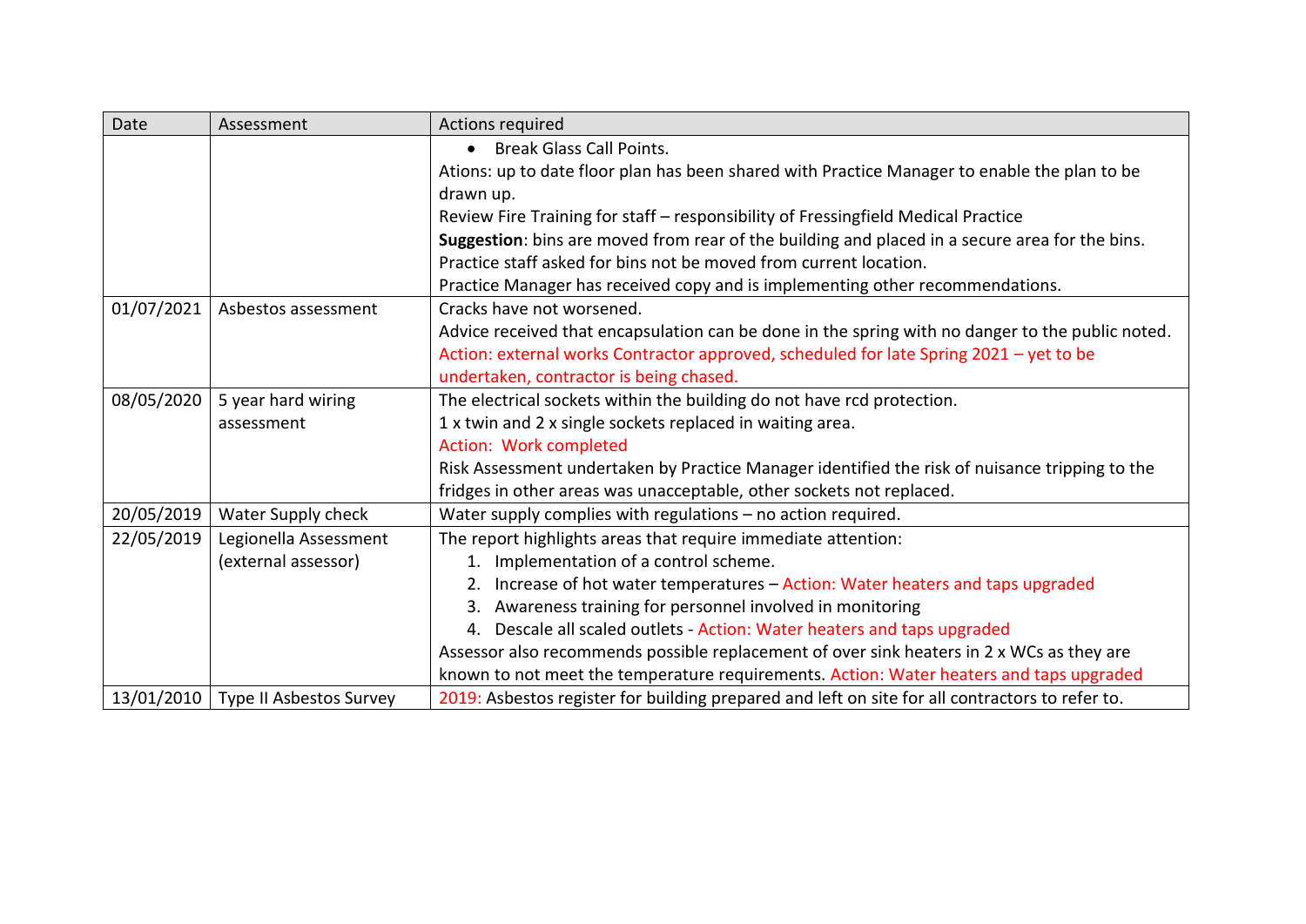| Date | Assessment | Actions required |
|---|---|---|
| | | • Break Glass Call Points.<br>Ations: up to date floor plan has been shared with Practice Manager to enable the plan to be drawn up.<br>Review Fire Training for staff – responsibility of Fressingfield Medical Practice<br>**Suggestion**: bins are moved from rear of the building and placed in a secure area for the bins. Practice staff asked for bins not be moved from current location.<br>Practice Manager has received copy and is implementing other recommendations. |
| 01/07/2021 | Asbestos assessment | Cracks have not worsened.<br>Advice received that encapsulation can be done in the spring with no danger to the public noted.<br>Action: external works Contractor approved, scheduled for late Spring 2021 – yet to be undertaken, contractor is being chased. |
| 08/05/2020 | 5 year hard wiring assessment | The electrical sockets within the building do not have rcd protection.<br>1 x twin and 2 x single sockets replaced in waiting area.<br>Action: Work completed<br>Risk Assessment undertaken by Practice Manager identified the risk of nuisance tripping to the fridges in other areas was unacceptable, other sockets not replaced. |
| 20/05/2019 | Water Supply check | Water supply complies with regulations – no action required. |
| 22/05/2019 | Legionella Assessment (external assessor) | The report highlights areas that require immediate attention:<br>1. Implementation of a control scheme.<br>2. Increase of hot water temperatures – Action: Water heaters and taps upgraded<br>3. Awareness training for personnel involved in monitoring<br>4. Descale all scaled outlets - Action: Water heaters and taps upgraded<br>Assessor also recommends possible replacement of over sink heaters in 2 x WCs as they are known to not meet the temperature requirements. Action: Water heaters and taps upgraded |
| 13/01/2010 | Type II Asbestos Survey | 2019: Asbestos register for building prepared and left on site for all contractors to refer to. |